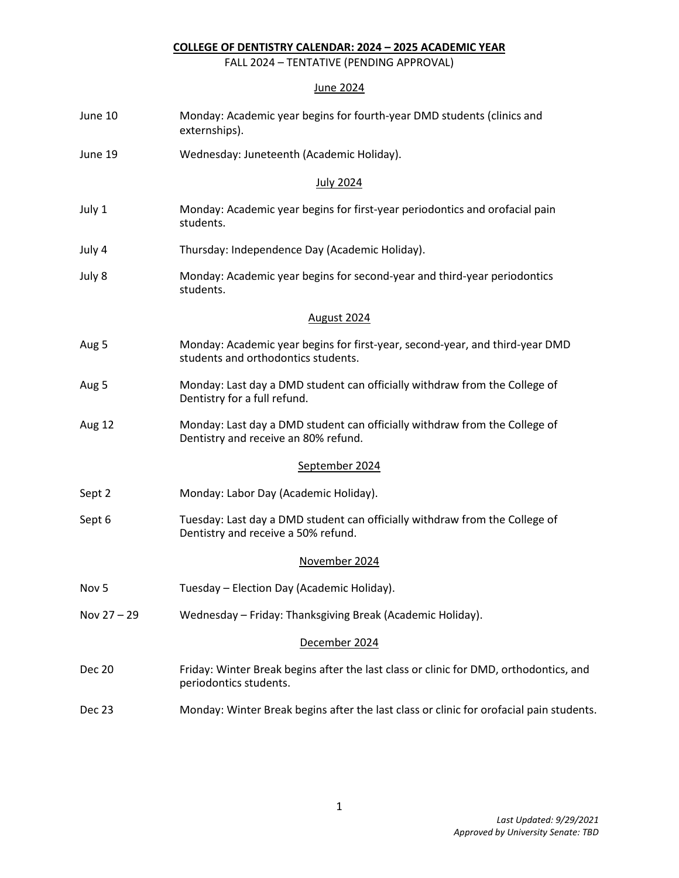# COLLEGE OF DENTISTRY CALENDAR: 2024 – 2025 ACADEMIC YEAR

FALL 2024 – TENTATIVE (PENDING APPROVAL)

## June 2024

| | |
|---|---|
| June 10 | Monday: Academic year begins for fourth-year DMD students (clinics and externships). |
| June 19 | Wednesday: Juneteenth (Academic Holiday). |

## July 2024

| | |
|---|---|
| July 1 | Monday: Academic year begins for first-year periodontics and orofacial pain students. |
| July 4 | Thursday: Independence Day (Academic Holiday). |
| July 8 | Monday: Academic year begins for second-year and third-year periodontics students. |

## August 2024

| | |
|---|---|
| Aug 5 | Monday: Academic year begins for first-year, second-year, and third-year DMD students and orthodontics students. |
| Aug 5 | Monday: Last day a DMD student can officially withdraw from the College of Dentistry for a full refund. |
| Aug 12 | Monday: Last day a DMD student can officially withdraw from the College of Dentistry and receive an 80% refund. |

## September 2024

| | |
|---|---|
| Sept 2 | Monday: Labor Day (Academic Holiday). |
| Sept 6 | Tuesday: Last day a DMD student can officially withdraw from the College of Dentistry and receive a 50% refund. |

## November 2024

| | |
|---|---|
| Nov 5 | Tuesday – Election Day (Academic Holiday). |
| Nov 27 – 29 | Wednesday – Friday: Thanksgiving Break (Academic Holiday). |

## December 2024

| | |
|---|---|
| Dec 20 | Friday: Winter Break begins after the last class or clinic for DMD, orthodontics, and periodontics students. |
| Dec 23 | Monday: Winter Break begins after the last class or clinic for orofacial pain students. |

*Last Updated: 9/29/2021*
*Approved by University Senate: TBD*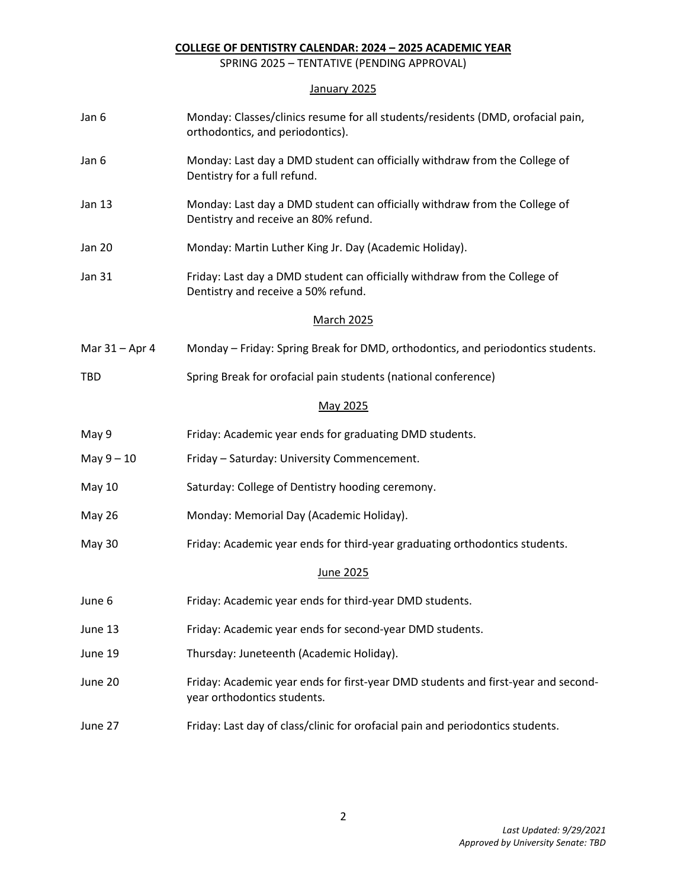**COLLEGE OF DENTISTRY CALENDAR: 2024 – 2025 ACADEMIC YEAR**

SPRING 2025 – TENTATIVE (PENDING APPROVAL)

January 2025

| | |
|---|---|
| Jan 6 | Monday: Classes/clinics resume for all students/residents (DMD, orofacial pain, orthodontics, and periodontics). |
| Jan 6 | Monday: Last day a DMD student can officially withdraw from the College of Dentistry for a full refund. |
| Jan 13 | Monday: Last day a DMD student can officially withdraw from the College of Dentistry and receive an 80% refund. |
| Jan 20 | Monday: Martin Luther King Jr. Day (Academic Holiday). |
| Jan 31 | Friday: Last day a DMD student can officially withdraw from the College of Dentistry and receive a 50% refund. |

March 2025

| | |
|---|---|
| Mar 31 – Apr 4 | Monday – Friday: Spring Break for DMD, orthodontics, and periodontics students. |
| TBD | Spring Break for orofacial pain students (national conference) |

May 2025

| | |
|---|---|
| May 9 | Friday: Academic year ends for graduating DMD students. |
| May 9 – 10 | Friday – Saturday: University Commencement. |
| May 10 | Saturday: College of Dentistry hooding ceremony. |
| May 26 | Monday: Memorial Day (Academic Holiday). |
| May 30 | Friday: Academic year ends for third-year graduating orthodontics students. |

June 2025

| | |
|---|---|
| June 6 | Friday: Academic year ends for third-year DMD students. |
| June 13 | Friday: Academic year ends for second-year DMD students. |
| June 19 | Thursday: Juneteenth (Academic Holiday). |
| June 20 | Friday: Academic year ends for first-year DMD students and first-year and second-year orthodontics students. |
| June 27 | Friday: Last day of class/clinic for orofacial pain and periodontics students. |

*Last Updated: 9/29/2021*
*Approved by University Senate: TBD*